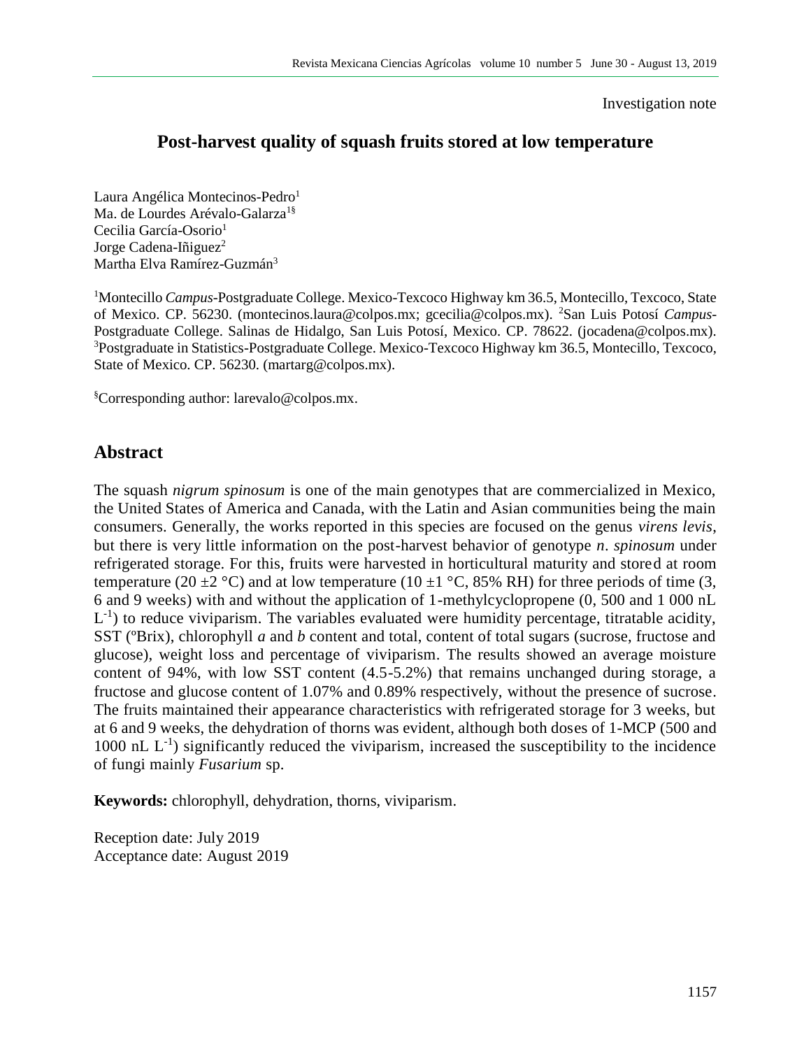Investigation note

# Post-harvest quality of squash fruits stored at low temperature

Laura Angélica Montecinos-Pedro[1]
Ma. de Lourdes Arévalo-Galarza[1§]
Cecilia García-Osorio[1]
Jorge Cadena-Iñiguez[2]
Martha Elva Ramírez-Guzmán[3]

[1]Montecillo *Campus*-Postgraduate College. Mexico-Texcoco Highway km 36.5, Montecillo, Texcoco, State of Mexico. CP. 56230. (montecinos.laura@colpos.mx; gcecilia@colpos.mx). [2]San Luis Potosí *Campus*-Postgraduate College. Salinas de Hidalgo, San Luis Potosí, Mexico. CP. 78622. (jocadena@colpos.mx). [3]Postgraduate in Statistics-Postgraduate College. Mexico-Texcoco Highway km 36.5, Montecillo, Texcoco, State of Mexico. CP. 56230. (martarg@colpos.mx).

[§]Corresponding author: larevalo@colpos.mx.

## Abstract

The squash *nigrum spinosum* is one of the main genotypes that are commercialized in Mexico, the United States of America and Canada, with the Latin and Asian communities being the main consumers. Generally, the works reported in this species are focused on the genus *virens levis*, but there is very little information on the post-harvest behavior of genotype *n*. *spinosum* under refrigerated storage. For this, fruits were harvested in horticultural maturity and stored at room temperature (20 ±2 °C) and at low temperature (10 ±1 °C, 85% RH) for three periods of time (3, 6 and 9 weeks) with and without the application of 1-methylcyclopropene (0, 500 and 1 000 nL $L^{-1}$) to reduce viviparism. The variables evaluated were humidity percentage, titratable acidity, SST (ºBrix), chlorophyll *a* and *b* content and total, content of total sugars (sucrose, fructose and glucose), weight loss and percentage of viviparism. The results showed an average moisture content of 94%, with low SST content (4.5-5.2%) that remains unchanged during storage, a fructose and glucose content of 1.07% and 0.89% respectively, without the presence of sucrose. The fruits maintained their appearance characteristics with refrigerated storage for 3 weeks, but at 6 and 9 weeks, the dehydration of thorns was evident, although both doses of 1-MCP (500 and 1000 nL $L^{-1}$) significantly reduced the viviparism, increased the susceptibility to the incidence of fungi mainly *Fusarium* sp.

**Keywords:** chlorophyll, dehydration, thorns, viviparism.

Reception date: July 2019
Acceptance date: August 2019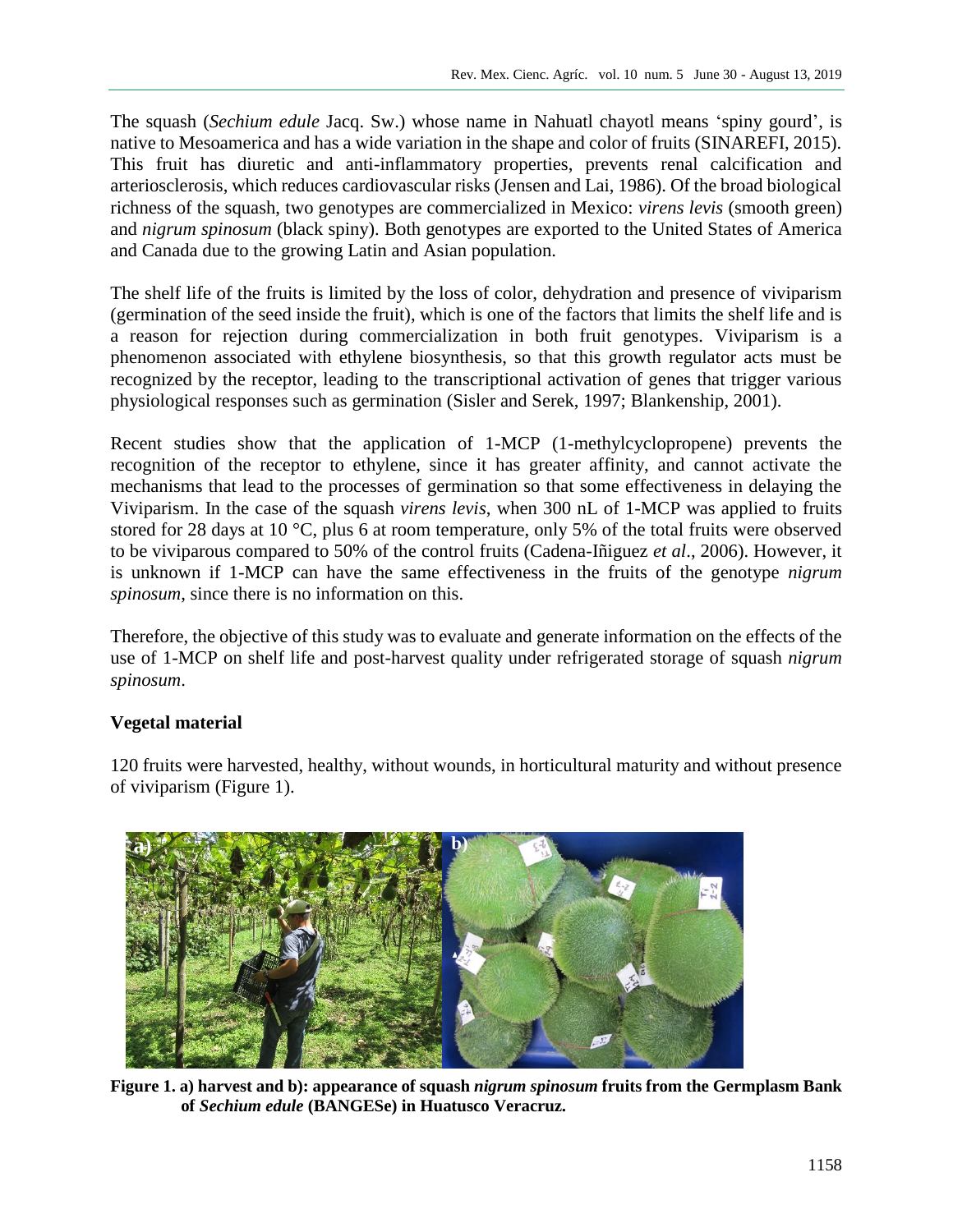The squash (*Sechium edule* Jacq. Sw.) whose name in Nahuatl chayotl means 'spiny gourd', is native to Mesoamerica and has a wide variation in the shape and color of fruits (SINAREFI, 2015). This fruit has diuretic and anti-inflammatory properties, prevents renal calcification and arteriosclerosis, which reduces cardiovascular risks (Jensen and Lai, 1986). Of the broad biological richness of the squash, two genotypes are commercialized in Mexico: *virens levis* (smooth green) and *nigrum spinosum* (black spiny). Both genotypes are exported to the United States of America and Canada due to the growing Latin and Asian population.

The shelf life of the fruits is limited by the loss of color, dehydration and presence of viviparism (germination of the seed inside the fruit), which is one of the factors that limits the shelf life and is a reason for rejection during commercialization in both fruit genotypes. Viviparism is a phenomenon associated with ethylene biosynthesis, so that this growth regulator acts must be recognized by the receptor, leading to the transcriptional activation of genes that trigger various physiological responses such as germination (Sisler and Serek, 1997; Blankenship, 2001).

Recent studies show that the application of 1-MCP (1-methylcyclopropene) prevents the recognition of the receptor to ethylene, since it has greater affinity, and cannot activate the mechanisms that lead to the processes of germination so that some effectiveness in delaying the Viviparism. In the case of the squash *virens levis*, when 300 nL of 1-MCP was applied to fruits stored for 28 days at 10 °C, plus 6 at room temperature, only 5% of the total fruits were observed to be viviparous compared to 50% of the control fruits (Cadena-Iñiguez *et al*., 2006). However, it is unknown if 1-MCP can have the same effectiveness in the fruits of the genotype *nigrum spinosum*, since there is no information on this.

Therefore, the objective of this study was to evaluate and generate information on the effects of the use of 1-MCP on shelf life and post-harvest quality under refrigerated storage of squash *nigrum spinosum*.

## Vegetal material

120 fruits were harvested, healthy, without wounds, in horticultural maturity and without presence of viviparism (Figure 1).

**Figure 1. a) harvest and b): appearance of squash *nigrum spinosum* fruits from the Germplasm Bank of *Sechium edule* (BANGESe) in Huatusco Veracruz.**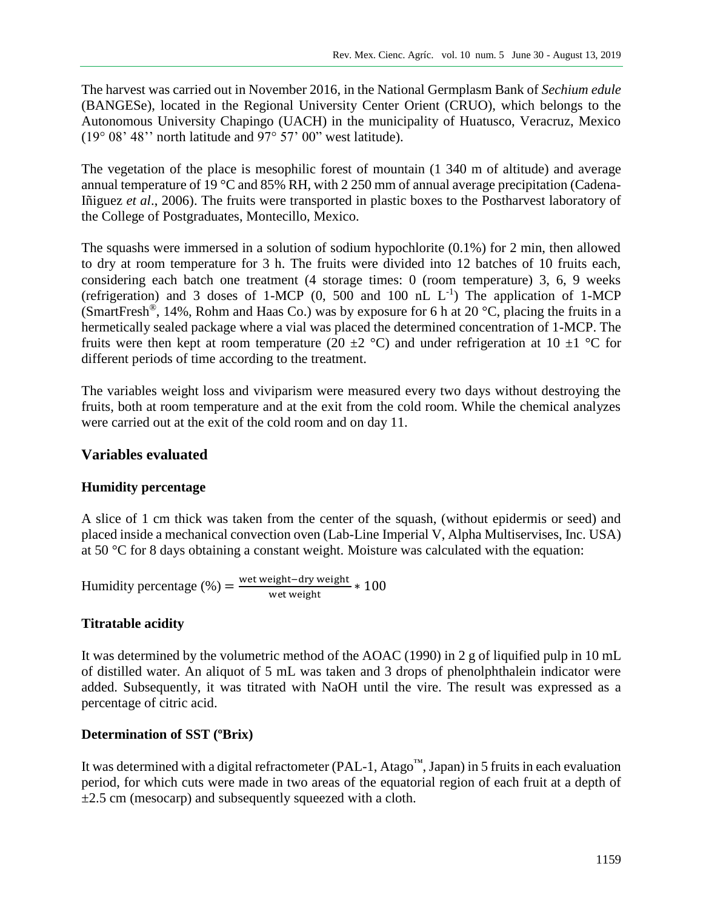The harvest was carried out in November 2016, in the National Germplasm Bank of *Sechium edule* (BANGESe), located in the Regional University Center Orient (CRUO), which belongs to the Autonomous University Chapingo (UACH) in the municipality of Huatusco, Veracruz, Mexico (19° 08' 48'' north latitude and 97° 57' 00" west latitude).

The vegetation of the place is mesophilic forest of mountain (1 340 m of altitude) and average annual temperature of 19 °C and 85% RH, with 2 250 mm of annual average precipitation (Cadena-Iñiguez *et al*., 2006). The fruits were transported in plastic boxes to the Postharvest laboratory of the College of Postgraduates, Montecillo, Mexico.

The squashs were immersed in a solution of sodium hypochlorite (0.1%) for 2 min, then allowed to dry at room temperature for 3 h. The fruits were divided into 12 batches of 10 fruits each, considering each batch one treatment (4 storage times: 0 (room temperature) 3, 6, 9 weeks (refrigeration) and 3 doses of 1-MCP (0, 500 and 100 nL $L^{-1}$) The application of 1-MCP (SmartFresh®, 14%, Rohm and Haas Co.) was by exposure for 6 h at 20 °C, placing the fruits in a hermetically sealed package where a vial was placed the determined concentration of 1-MCP. The fruits were then kept at room temperature (20 ±2 °C) and under refrigeration at 10 ±1 °C for different periods of time according to the treatment.

The variables weight loss and viviparism were measured every two days without destroying the fruits, both at room temperature and at the exit from the cold room. While the chemical analyzes were carried out at the exit of the cold room and on day 11.

## Variables evaluated

### Humidity percentage

A slice of 1 cm thick was taken from the center of the squash, (without epidermis or seed) and placed inside a mechanical convection oven (Lab-Line Imperial V, Alpha Multiservises, Inc. USA) at 50 °C for 8 days obtaining a constant weight. Moisture was calculated with the equation:

$$\text{Humidity percentage (\%)} = \frac{\text{wet weight} - \text{dry weight}}{\text{wet weight}} * 100$$

### Titratable acidity

It was determined by the volumetric method of the AOAC (1990) in 2 g of liquified pulp in 10 mL of distilled water. An aliquot of 5 mL was taken and 3 drops of phenolphthalein indicator were added. Subsequently, it was titrated with NaOH until the vire. The result was expressed as a percentage of citric acid.

### Determination of SST (ºBrix)

It was determined with a digital refractometer (PAL-1, Atago™, Japan) in 5 fruits in each evaluation period, for which cuts were made in two areas of the equatorial region of each fruit at a depth of ±2.5 cm (mesocarp) and subsequently squeezed with a cloth.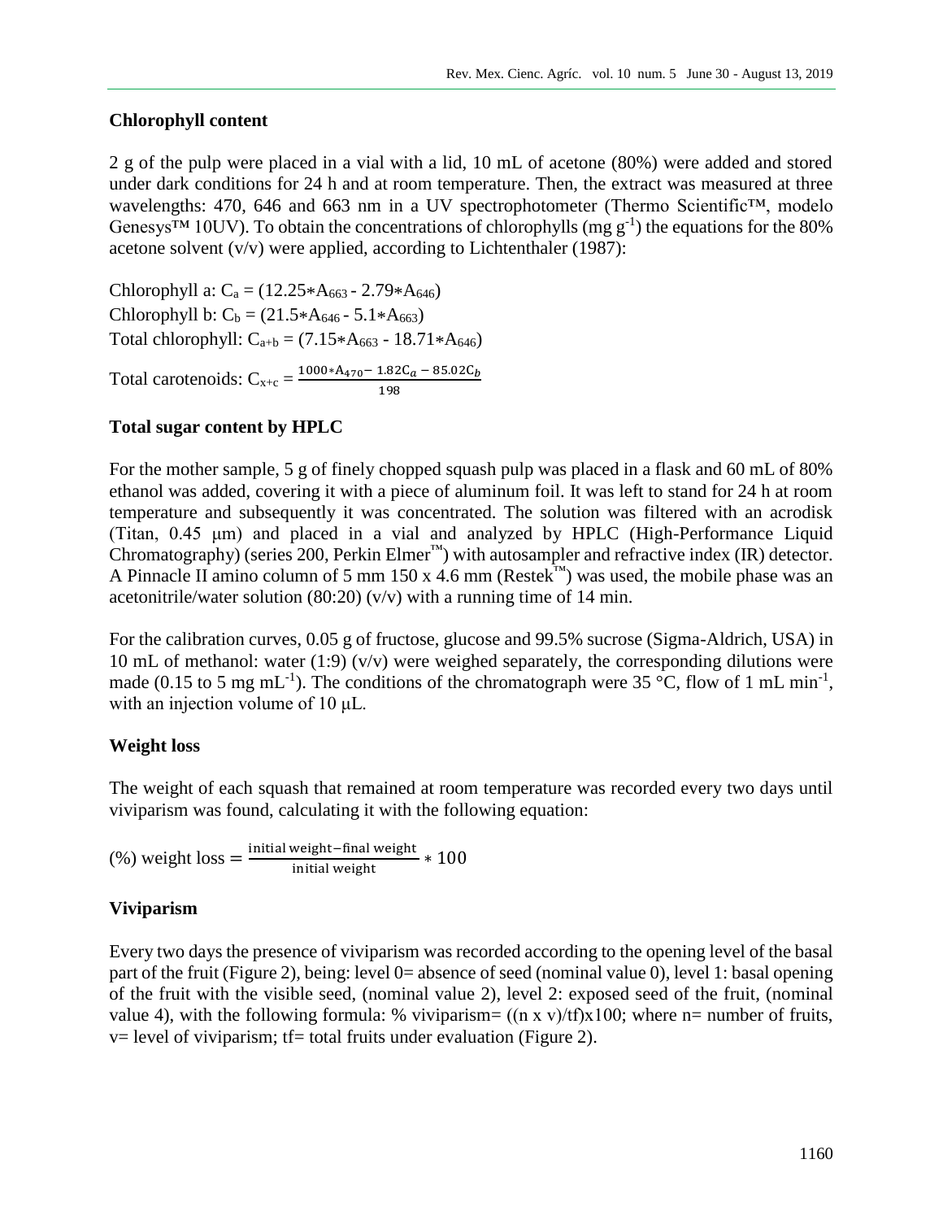### Chlorophyll content

2 g of the pulp were placed in a vial with a lid, 10 mL of acetone (80%) were added and stored under dark conditions for 24 h and at room temperature. Then, the extract was measured at three wavelengths: 470, 646 and 663 nm in a UV spectrophotometer (Thermo Scientific™, modelo Genesys™ 10UV). To obtain the concentrations of chlorophylls (mg $g^{-1}$) the equations for the 80% acetone solvent (v/v) were applied, according to Lichtenthaler (1987):

Chlorophyll a: $C_a = (12.25*A_{663} - 2.79*A_{646})$

Chlorophyll b: $C_b = (21.5*A_{646} - 5.1*A_{663})$

Total chlorophyll: $C_{a+b} = (7.15*A_{663} - 18.71*A_{646})$

Total carotenoids: $C_{x+c} = \frac{1000*A_{470} - 1.82C_a - 85.02C_b}{198}$

### Total sugar content by HPLC

For the mother sample, 5 g of finely chopped squash pulp was placed in a flask and 60 mL of 80% ethanol was added, covering it with a piece of aluminum foil. It was left to stand for 24 h at room temperature and subsequently it was concentrated. The solution was filtered with an acrodisk (Titan, 0.45 μm) and placed in a vial and analyzed by HPLC (High-Performance Liquid Chromatography) (series 200, Perkin Elmer™) with autosampler and refractive index (IR) detector. A Pinnacle II amino column of 5 mm 150 x 4.6 mm (Restek™) was used, the mobile phase was an acetonitrile/water solution (80:20) (v/v) with a running time of 14 min.

For the calibration curves, 0.05 g of fructose, glucose and 99.5% sucrose (Sigma-Aldrich, USA) in 10 mL of methanol: water (1:9) (v/v) were weighed separately, the corresponding dilutions were made (0.15 to 5 mg $mL^{-1}$). The conditions of the chromatograph were 35 °C, flow of 1 mL $min^{-1}$, with an injection volume of 10 μL.

### Weight loss

The weight of each squash that remained at room temperature was recorded every two days until viviparism was found, calculating it with the following equation:

$$(\%) \text{ weight loss} = \frac{\text{initial weight} - \text{final weight}}{\text{initial weight}} * 100$$

### Viviparism

Every two days the presence of viviparism was recorded according to the opening level of the basal part of the fruit (Figure 2), being: level 0= absence of seed (nominal value 0), level 1: basal opening of the fruit with the visible seed, (nominal value 2), level 2: exposed seed of the fruit, (nominal value 4), with the following formula: % viviparism= ((n x v)/tf)x100; where n= number of fruits, v= level of viviparism; tf= total fruits under evaluation (Figure 2).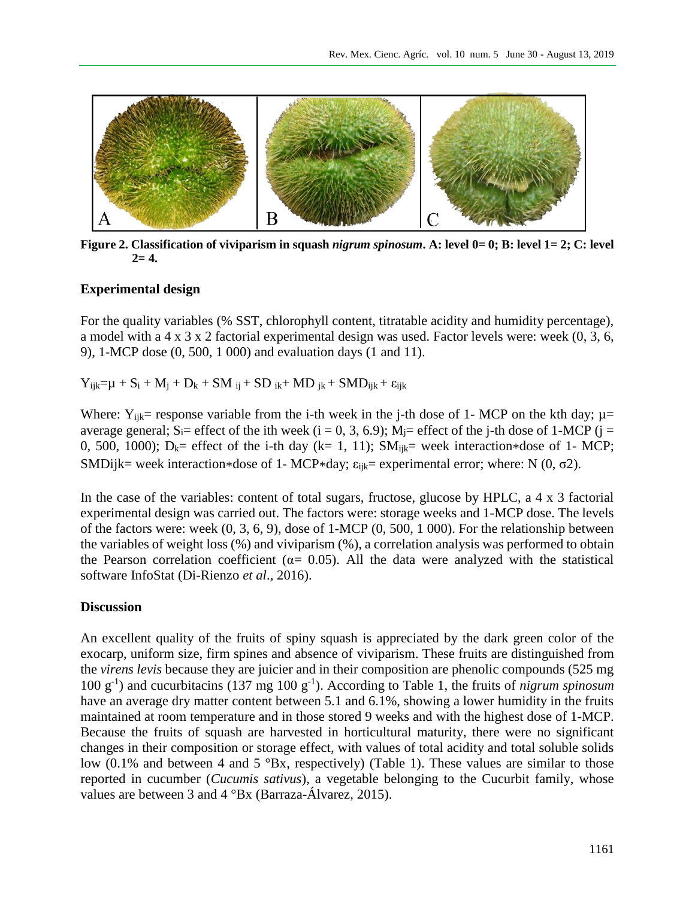**Figure 2. Classification of viviparism in squash *nigrum spinosum*. A: level 0= 0; B: level 1= 2; C: level 2= 4.**

### Experimental design

For the quality variables (% SST, chlorophyll content, titratable acidity and humidity percentage), a model with a 4 x 3 x 2 factorial experimental design was used. Factor levels were: week (0, 3, 6, 9), 1-MCP dose (0, 500, 1 000) and evaluation days (1 and 11).

$$Y_{ijk}=\mu + S_i + M_j + D_k + SM_{ij} + SD_{ik} + MD_{jk} + SMD_{ijk} + \varepsilon_{ijk}$$

Where: $Y_{ijk}$= response variable from the i-th week in the j-th dose of 1- MCP on the kth day; $\mu$= average general; $S_i$= effect of the ith week (i = 0, 3, 6.9); $M_j$= effect of the j-th dose of 1-MCP (j = 0, 500, 1000); $D_k$= effect of the i-th day (k= 1, 11); $SM_{ijk}$= week interaction∗dose of 1- MCP; $SMD_{ijk}$= week interaction∗dose of 1- MCP∗day; $\varepsilon_{ijk}$= experimental error; where: N (0, σ2).

In the case of the variables: content of total sugars, fructose, glucose by HPLC, a 4 x 3 factorial experimental design was carried out. The factors were: storage weeks and 1-MCP dose. The levels of the factors were: week (0, 3, 6, 9), dose of 1-MCP (0, 500, 1 000). For the relationship between the variables of weight loss (%) and viviparism (%), a correlation analysis was performed to obtain the Pearson correlation coefficient ($\alpha$= 0.05). All the data were analyzed with the statistical software InfoStat (Di-Rienzo *et al*., 2016).

### Discussion

An excellent quality of the fruits of spiny squash is appreciated by the dark green color of the exocarp, uniform size, firm spines and absence of viviparism. These fruits are distinguished from the *virens levis* because they are juicier and in their composition are phenolic compounds (525 mg 100 $g^{-1}$) and cucurbitacins (137 mg 100 $g^{-1}$). According to Table 1, the fruits of *nigrum spinosum* have an average dry matter content between 5.1 and 6.1%, showing a lower humidity in the fruits maintained at room temperature and in those stored 9 weeks and with the highest dose of 1-MCP. Because the fruits of squash are harvested in horticultural maturity, there were no significant changes in their composition or storage effect, with values of total acidity and total soluble solids low (0.1% and between 4 and 5 °Bx, respectively) (Table 1). These values are similar to those reported in cucumber (*Cucumis sativus*), a vegetable belonging to the Cucurbit family, whose values are between 3 and 4 °Bx (Barraza-Álvarez, 2015).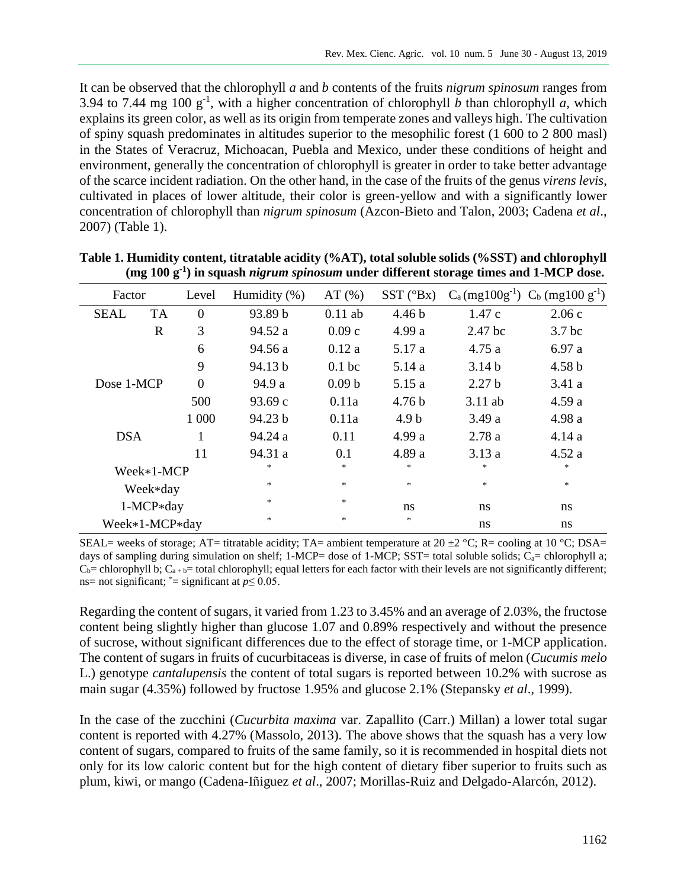It can be observed that the chlorophyll *a* and *b* contents of the fruits *nigrum spinosum* ranges from 3.94 to 7.44 mg 100 $g^{-1}$, with a higher concentration of chlorophyll *b* than chlorophyll *a*, which explains its green color, as well as its origin from temperate zones and valleys high. The cultivation of spiny squash predominates in altitudes superior to the mesophilic forest (1 600 to 2 800 masl) in the States of Veracruz, Michoacan, Puebla and Mexico, under these conditions of height and environment, generally the concentration of chlorophyll is greater in order to take better advantage of the scarce incident radiation. On the other hand, in the case of the fruits of the genus *virens levis*, cultivated in places of lower altitude, their color is green-yellow and with a significantly lower concentration of chlorophyll than *nigrum spinosum* (Azcon-Bieto and Talon, 2003; Cadena *et al*., 2007) (Table 1).

**Table 1. Humidity content, titratable acidity (%AT), total soluble solids (%SST) and chlorophyll (mg 100 $g^{-1}$) in squash *nigrum spinosum* under different storage times and 1-MCP dose.**

| Factor | | Level | Humidity (%) | AT (%) | SST (°Bx) | $C_a$ (mg100$g^{-1}$) | $C_b$ (mg100 $g^{-1}$) |
|---|---|---|---|---|---|---|---|
| SEAL | TA | 0 | 93.89 b | 0.11 ab | 4.46 b | 1.47 c | 2.06 c |
| | R | 3 | 94.52 a | 0.09 c | 4.99 a | 2.47 bc | 3.7 bc |
| | | 6 | 94.56 a | 0.12 a | 5.17 a | 4.75 a | 6.97 a |
| | | 9 | 94.13 b | 0.1 bc | 5.14 a | 3.14 b | 4.58 b |
| Dose 1-MCP | | 0 | 94.9 a | 0.09 b | 5.15 a | 2.27 b | 3.41 a |
| | | 500 | 93.69 c | 0.11a | 4.76 b | 3.11 ab | 4.59 a |
| | | 1 000 | 94.23 b | 0.11a | 4.9 b | 3.49 a | 4.98 a |
| DSA | | 1 | 94.24 a | 0.11 | 4.99 a | 2.78 a | 4.14 a |
| | | 11 | 94.31 a | 0.1 | 4.89 a | 3.13 a | 4.52 a |
| Week*1-MCP | | | * | * | * | * | * |
| Week*day | | | * | * | * | * | * |
| 1-MCP*day | | | * | * | ns | ns | ns |
| Week*1-MCP*day | | | * | * | * | ns | ns |

SEAL= weeks of storage; AT= titratable acidity; TA= ambient temperature at 20 ±2 °C; R= cooling at 10 °C; DSA= days of sampling during simulation on shelf; 1-MCP= dose of 1-MCP; SST= total soluble solids; $C_a$= chlorophyll a; $C_b$= chlorophyll b; $C_{a+b}$= total chlorophyll; equal letters for each factor with their levels are not significantly different; ns= not significant; *= significant at $p \leq 0.05$.

Regarding the content of sugars, it varied from 1.23 to 3.45% and an average of 2.03%, the fructose content being slightly higher than glucose 1.07 and 0.89% respectively and without the presence of sucrose, without significant differences due to the effect of storage time, or 1-MCP application. The content of sugars in fruits of cucurbitaceas is diverse, in case of fruits of melon (*Cucumis melo* L.) genotype *cantalupensis* the content of total sugars is reported between 10.2% with sucrose as main sugar (4.35%) followed by fructose 1.95% and glucose 2.1% (Stepansky *et al*., 1999).

In the case of the zucchini (*Cucurbita maxima* var. Zapallito (Carr.) Millan) a lower total sugar content is reported with 4.27% (Massolo, 2013). The above shows that the squash has a very low content of sugars, compared to fruits of the same family, so it is recommended in hospital diets not only for its low caloric content but for the high content of dietary fiber superior to fruits such as plum, kiwi, or mango (Cadena-Iñiguez *et al*., 2007; Morillas-Ruiz and Delgado-Alarcón, 2012).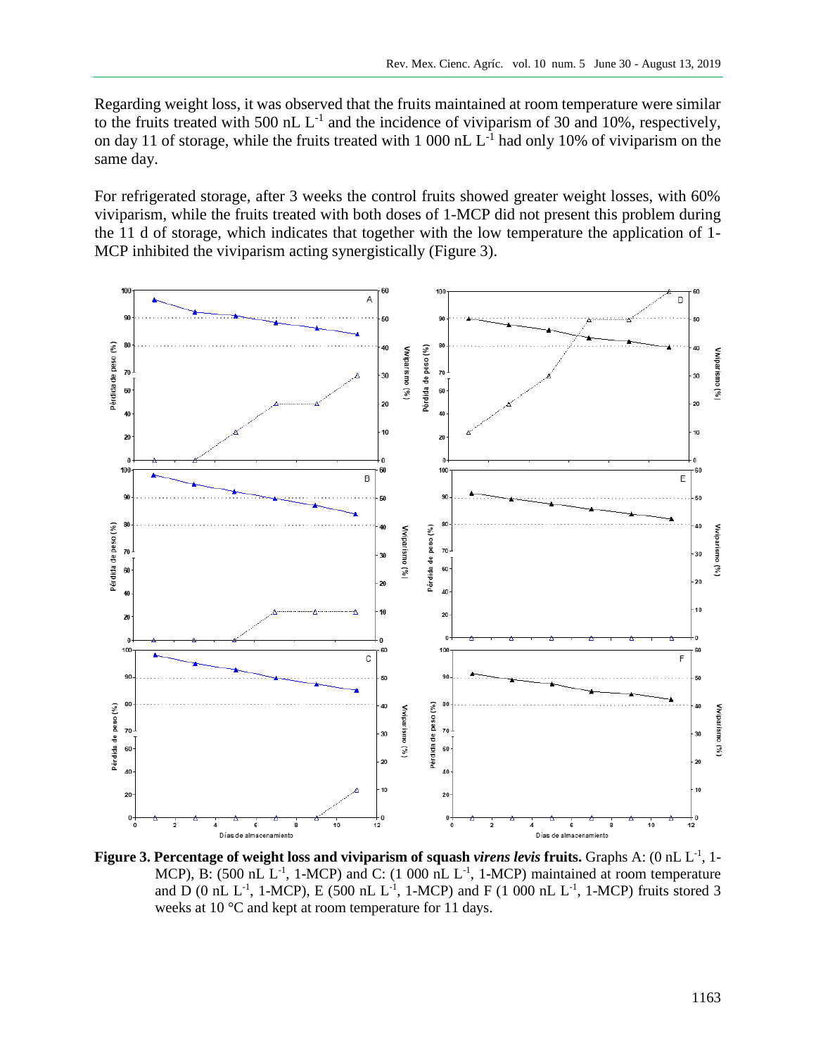Regarding weight loss, it was observed that the fruits maintained at room temperature were similar to the fruits treated with 500 nL $L^{-1}$ and the incidence of viviparism of 30 and 10%, respectively, on day 11 of storage, while the fruits treated with 1 000 nL $L^{-1}$ had only 10% of viviparism on the same day.

For refrigerated storage, after 3 weeks the control fruits showed greater weight losses, with 60% viviparism, while the fruits treated with both doses of 1-MCP did not present this problem during the 11 d of storage, which indicates that together with the low temperature the application of 1-MCP inhibited the viviparism acting synergistically (Figure 3).

**Figure 3. Percentage of weight loss and viviparism of squash *virens levis* fruits.** Graphs A: (0 nL $L^{-1}$, 1-MCP), B: (500 nL $L^{-1}$, 1-MCP) and C: (1 000 nL $L^{-1}$, 1-MCP) maintained at room temperature and D (0 nL $L^{-1}$, 1-MCP), E (500 nL $L^{-1}$, 1-MCP) and F (1 000 nL $L^{-1}$, 1-MCP) fruits stored 3 weeks at 10 °C and kept at room temperature for 11 days.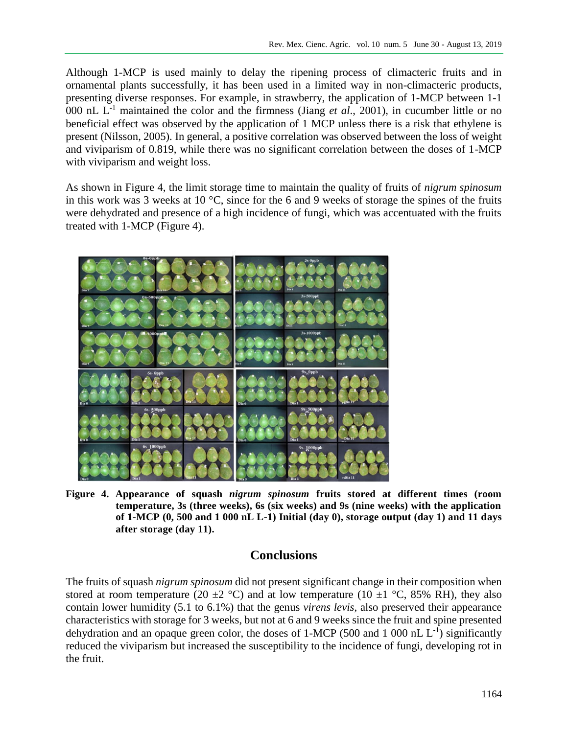Although 1-MCP is used mainly to delay the ripening process of climacteric fruits and in ornamental plants successfully, it has been used in a limited way in non-climacteric products, presenting diverse responses. For example, in strawberry, the application of 1-MCP between 1-1 000 nL $L^{-1}$ maintained the color and the firmness (Jiang *et al*., 2001), in cucumber little or no beneficial effect was observed by the application of 1 MCP unless there is a risk that ethylene is present (Nilsson, 2005). In general, a positive correlation was observed between the loss of weight and viviparism of 0.819, while there was no significant correlation between the doses of 1-MCP with viviparism and weight loss.

As shown in Figure 4, the limit storage time to maintain the quality of fruits of *nigrum spinosum* in this work was 3 weeks at 10 °C, since for the 6 and 9 weeks of storage the spines of the fruits were dehydrated and presence of a high incidence of fungi, which was accentuated with the fruits treated with 1-MCP (Figure 4).

**Figure 4. Appearance of squash *nigrum spinosum* fruits stored at different times (room temperature, 3s (three weeks), 6s (six weeks) and 9s (nine weeks) with the application of 1-MCP (0, 500 and 1 000 nL L-1) Initial (day 0), storage output (day 1) and 11 days after storage (day 11).**

## Conclusions

The fruits of squash *nigrum spinosum* did not present significant change in their composition when stored at room temperature (20 ±2 °C) and at low temperature (10 ±1 °C, 85% RH), they also contain lower humidity (5.1 to 6.1%) that the genus *virens levis*, also preserved their appearance characteristics with storage for 3 weeks, but not at 6 and 9 weeks since the fruit and spine presented dehydration and an opaque green color, the doses of 1-MCP (500 and 1 000 nL $L^{-1}$) significantly reduced the viviparism but increased the susceptibility to the incidence of fungi, developing rot in the fruit.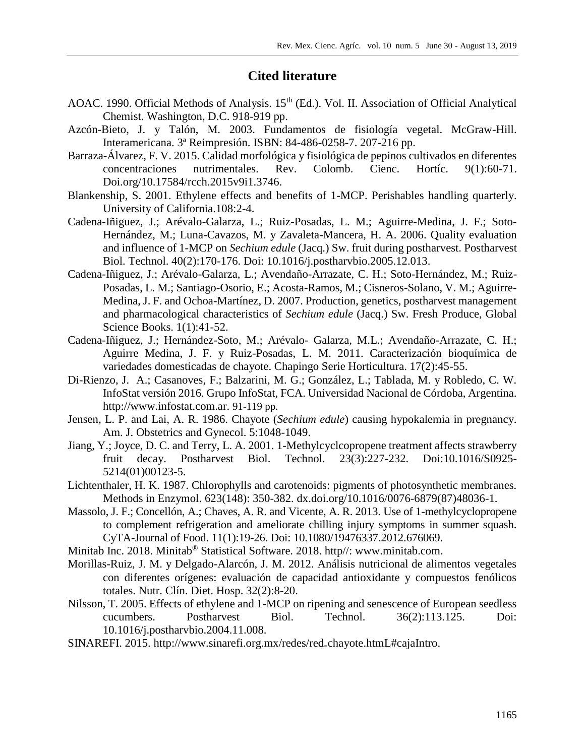## Cited literature

AOAC. 1990. Official Methods of Analysis. 15th (Ed.). Vol. II. Association of Official Analytical Chemist. Washington, D.C. 918-919 pp.

Azcón-Bieto, J. y Talón, M. 2003. Fundamentos de fisiología vegetal. McGraw-Hill. Interamericana. 3ª Reimpresión. ISBN: 84-486-0258-7. 207-216 pp.

Barraza-Álvarez, F. V. 2015. Calidad morfológica y fisiológica de pepinos cultivados en diferentes concentraciones nutrimentales. Rev. Colomb. Cienc. Hortíc. 9(1):60-71. Doi.org/10.17584/rcch.2015v9i1.3746.

Blankenship, S. 2001. Ethylene effects and benefits of 1-MCP. Perishables handling quarterly. University of California.108:2-4.

Cadena-Iñiguez, J.; Arévalo-Galarza, L.; Ruiz-Posadas, L. M.; Aguirre-Medina, J. F.; Soto-Hernández, M.; Luna-Cavazos, M. y Zavaleta-Mancera, H. A. 2006. Quality evaluation and influence of 1-MCP on *Sechium edule* (Jacq.) Sw. fruit during postharvest. Postharvest Biol. Technol. 40(2):170-176. Doi: 10.1016/j.postharvbio.2005.12.013.

Cadena-Iñiguez, J.; Arévalo-Galarza, L.; Avendaño-Arrazate, C. H.; Soto-Hernández, M.; Ruiz-Posadas, L. M.; Santiago-Osorio, E.; Acosta-Ramos, M.; Cisneros-Solano, V. M.; Aguirre-Medina, J. F. and Ochoa-Martínez, D. 2007. Production, genetics, postharvest management and pharmacological characteristics of *Sechium edule* (Jacq.) Sw. Fresh Produce, Global Science Books. 1(1):41-52.

Cadena-Iñiguez, J.; Hernández-Soto, M.; Arévalo- Galarza, M.L.; Avendaño-Arrazate, C. H.; Aguirre Medina, J. F. y Ruiz-Posadas, L. M. 2011. Caracterización bioquímica de variedades domesticadas de chayote. Chapingo Serie Horticultura. 17(2):45-55.

Di-Rienzo, J. A.; Casanoves, F.; Balzarini, M. G.; González, L.; Tablada, M. y Robledo, C. W. InfoStat versión 2016. Grupo InfoStat, FCA. Universidad Nacional de Córdoba, Argentina. http://www.infostat.com.ar. 91-119 pp.

Jensen, L. P. and Lai, A. R. 1986. Chayote (*Sechium edule*) causing hypokalemia in pregnancy. Am. J. Obstetrics and Gynecol. 5:1048-1049.

Jiang, Y.; Joyce, D. C. and Terry, L. A. 2001. 1-Methylcyclcopropene treatment affects strawberry fruit decay. Postharvest Biol. Technol. 23(3):227-232. Doi:10.1016/S0925-5214(01)00123-5.

Lichtenthaler, H. K. 1987. Chlorophylls and carotenoids: pigments of photosynthetic membranes. Methods in Enzymol. 623(148): 350-382. dx.doi.org/10.1016/0076-6879(87)48036-1.

Massolo, J. F.; Concellón, A.; Chaves, A. R. and Vicente, A. R. 2013. Use of 1-methylcyclopropene to complement refrigeration and ameliorate chilling injury symptoms in summer squash. CyTA-Journal of Food. 11(1):19-26. Doi: 10.1080/19476337.2012.676069.

Minitab Inc. 2018. Minitab® Statistical Software. 2018. http//: www.minitab.com.

Morillas-Ruiz, J. M. y Delgado-Alarcón, J. M. 2012. Análisis nutricional de alimentos vegetales con diferentes orígenes: evaluación de capacidad antioxidante y compuestos fenólicos totales. Nutr. Clín. Diet. Hosp. 32(2):8-20.

Nilsson, T. 2005. Effects of ethylene and 1-MCP on ripening and senescence of European seedless cucumbers. Postharvest Biol. Technol. 36(2):113.125. Doi: 10.1016/j.postharvbio.2004.11.008.

SINAREFI. 2015. http://www.sinarefi.org.mx/redes/red_chayote.htmL#cajaIntro.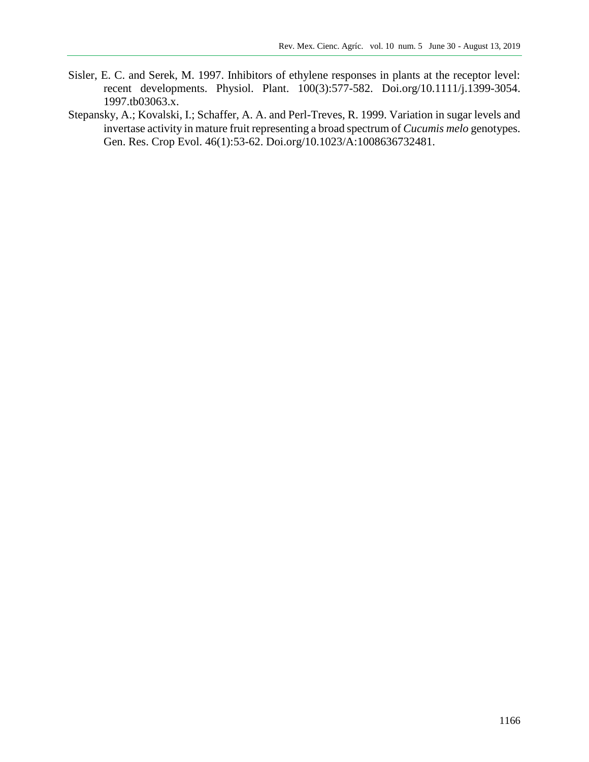Sisler, E. C. and Serek, M. 1997. Inhibitors of ethylene responses in plants at the receptor level: recent developments. Physiol. Plant. 100(3):577-582. Doi.org/10.1111/j.1399-3054.1997.tb03063.x.

Stepansky, A.; Kovalski, I.; Schaffer, A. A. and Perl-Treves, R. 1999. Variation in sugar levels and invertase activity in mature fruit representing a broad spectrum of *Cucumis melo* genotypes. Gen. Res. Crop Evol. 46(1):53-62. Doi.org/10.1023/A:1008636732481.